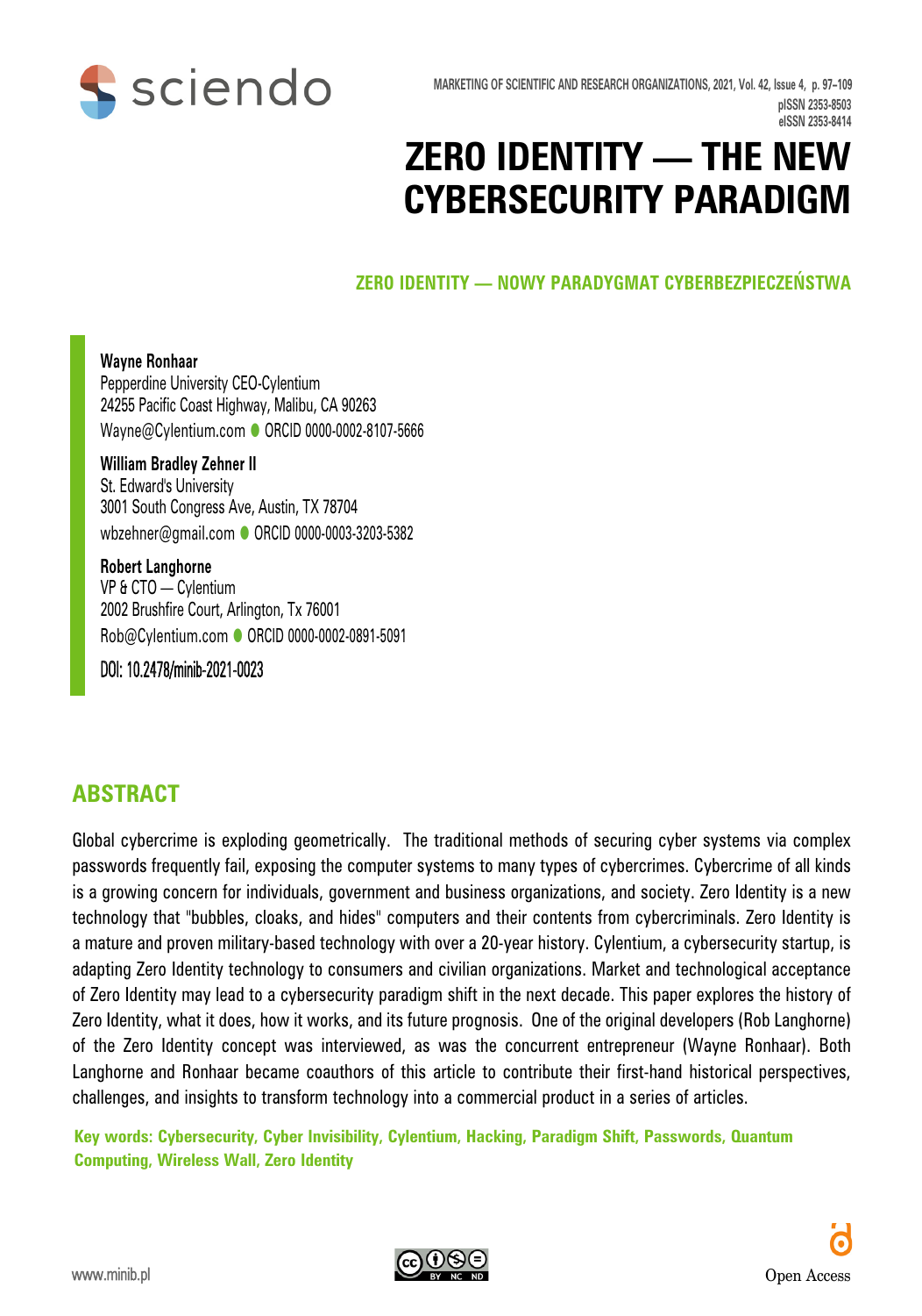# ZERO IDENTITY — THE NEW CYBERSECURITY PARADIGM

## ZERO IDENTITY — NOWY PARADYGMAT CYBERBEZPIECZEŃSTWA

**Wayne Ronhaar**
Pepperdine University CEO-Cylentium
24255 Pacific Coast Highway, Malibu, CA 90263
Wayne@Cylentium.com ● ORCID 0000-0002-8107-5666

**William Bradley Zehner II**
St. Edward's University
3001 South Congress Ave, Austin, TX 78704
wbzehner@gmail.com ● ORCID 0000-0003-3203-5382

**Robert Langhorne**
VP & CTO — Cylentium
2002 Brushfire Court, Arlington, Tx 76001
Rob@Cylentium.com ● ORCID 0000-0002-0891-5091

DOI: 10.2478/minib-2021-0023

## ABSTRACT

Global cybercrime is exploding geometrically. The traditional methods of securing cyber systems via complex passwords frequently fail, exposing the computer systems to many types of cybercrimes. Cybercrime of all kinds is a growing concern for individuals, government and business organizations, and society. Zero Identity is a new technology that "bubbles, cloaks, and hides" computers and their contents from cybercriminals. Zero Identity is a mature and proven military-based technology with over a 20-year history. Cylentium, a cybersecurity startup, is adapting Zero Identity technology to consumers and civilian organizations. Market and technological acceptance of Zero Identity may lead to a cybersecurity paradigm shift in the next decade. This paper explores the history of Zero Identity, what it does, how it works, and its future prognosis. One of the original developers (Rob Langhorne) of the Zero Identity concept was interviewed, as was the concurrent entrepreneur (Wayne Ronhaar). Both Langhorne and Ronhaar became coauthors of this article to contribute their first-hand historical perspectives, challenges, and insights to transform technology into a commercial product in a series of articles.

**Key words: Cybersecurity, Cyber Invisibility, Cylentium, Hacking, Paradigm Shift, Passwords, Quantum Computing, Wireless Wall, Zero Identity**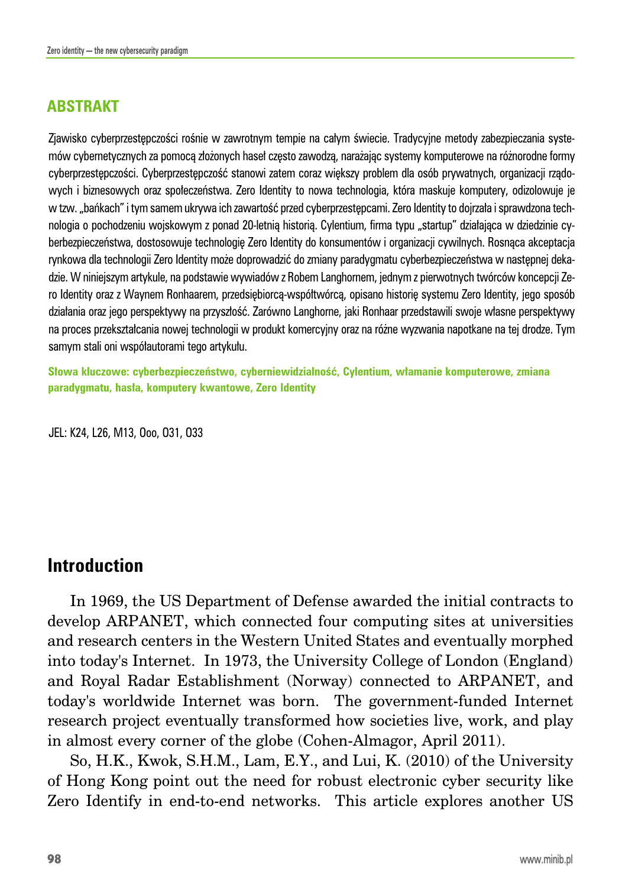## ABSTRAKT

Zjawisko cyberprzestępczości rośnie w zawrotnym tempie na całym świecie. Tradycyjne metody zabezpieczania systemów cybernetycznych za pomocą złożonych haseł często zawodzą, narażając systemy komputerowe na różnorodne formy cyberprzestępczości. Cyberprzestępczość stanowi zatem coraz większy problem dla osób prywatnych, organizacji rządowych i biznesowych oraz społeczeństwa. Zero Identity to nowa technologia, która maskuje komputery, odizolowuje je w tzw. „bańkach" i tym samem ukrywa ich zawartość przed cyberprzestępcami. Zero Identity to dojrzała i sprawdzona technologia o pochodzeniu wojskowym z ponad 20-letnią historią. Cylentium, firma typu „startup" działająca w dziedzinie cyberbezpieczeństwa, dostosowuje technologię Zero Identity do konsumentów i organizacji cywilnych. Rosnąca akceptacja rynkowa dla technologii Zero Identity może doprowadzić do zmiany paradygmatu cyberbezpieczeństwa w następnej dekadzie. W niniejszym artykule, na podstawie wywiadów z Robem Langhornem, jednym z pierwotnych twórców koncepcji Zero Identity oraz z Waynem Ronhaarem, przedsiębiorcą-współtwórcą, opisano historię systemu Zero Identity, jego sposób działania oraz jego perspektywy na przyszłość. Zarówno Langhorne, jaki Ronhaar przedstawili swoje własne perspektywy na proces przekształcania nowej technologii w produkt komercyjny oraz na różne wyzwania napotkane na tej drodze. Tym samym stali oni współautorami tego artykułu.

**Słowa kluczowe: cyberbezpieczeństwo, cyberniewidzialność, Cylentium, włamanie komputerowe, zmiana paradygmatu, hasła, komputery kwantowe, Zero Identity**

JEL: K24, L26, M13, Ooo, O31, O33

## Introduction

In 1969, the US Department of Defense awarded the initial contracts to develop ARPANET, which connected four computing sites at universities and research centers in the Western United States and eventually morphed into today's Internet. In 1973, the University College of London (England) and Royal Radar Establishment (Norway) connected to ARPANET, and today's worldwide Internet was born. The government-funded Internet research project eventually transformed how societies live, work, and play in almost every corner of the globe (Cohen-Almagor, April 2011).

So, H.K., Kwok, S.H.M., Lam, E.Y., and Lui, K. (2010) of the University of Hong Kong point out the need for robust electronic cyber security like Zero Identify in end-to-end networks. This article explores another US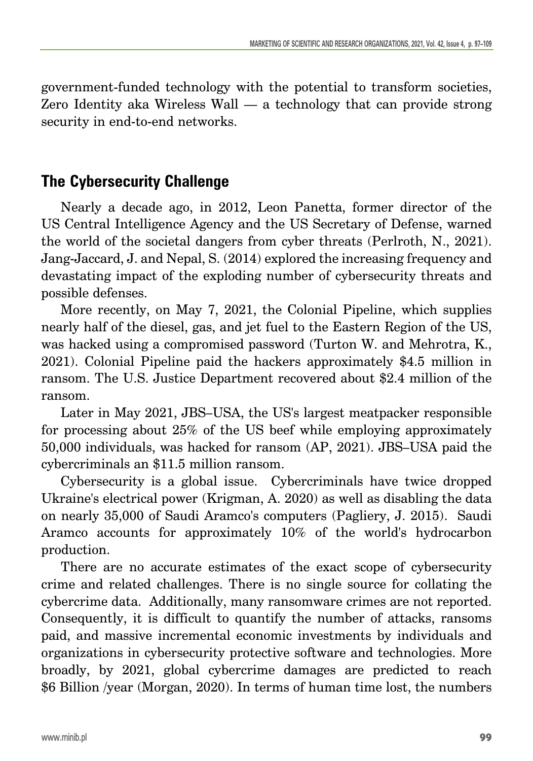government-funded technology with the potential to transform societies, Zero Identity aka Wireless Wall — a technology that can provide strong security in end-to-end networks.

## The Cybersecurity Challenge

Nearly a decade ago, in 2012, Leon Panetta, former director of the US Central Intelligence Agency and the US Secretary of Defense, warned the world of the societal dangers from cyber threats (Perlroth, N., 2021). Jang-Jaccard, J. and Nepal, S. (2014) explored the increasing frequency and devastating impact of the exploding number of cybersecurity threats and possible defenses.

More recently, on May 7, 2021, the Colonial Pipeline, which supplies nearly half of the diesel, gas, and jet fuel to the Eastern Region of the US, was hacked using a compromised password (Turton W. and Mehrotra, K., 2021). Colonial Pipeline paid the hackers approximately $4.5 million in ransom. The U.S. Justice Department recovered about $2.4 million of the ransom.

Later in May 2021, JBS–USA, the US's largest meatpacker responsible for processing about 25% of the US beef while employing approximately 50,000 individuals, was hacked for ransom (AP, 2021). JBS–USA paid the cybercriminals an $11.5 million ransom.

Cybersecurity is a global issue. Cybercriminals have twice dropped Ukraine's electrical power (Krigman, A. 2020) as well as disabling the data on nearly 35,000 of Saudi Aramco's computers (Pagliery, J. 2015). Saudi Aramco accounts for approximately 10% of the world's hydrocarbon production.

There are no accurate estimates of the exact scope of cybersecurity crime and related challenges. There is no single source for collating the cybercrime data. Additionally, many ransomware crimes are not reported. Consequently, it is difficult to quantify the number of attacks, ransoms paid, and massive incremental economic investments by individuals and organizations in cybersecurity protective software and technologies. More broadly, by 2021, global cybercrime damages are predicted to reach $6 Billion /year (Morgan, 2020). In terms of human time lost, the numbers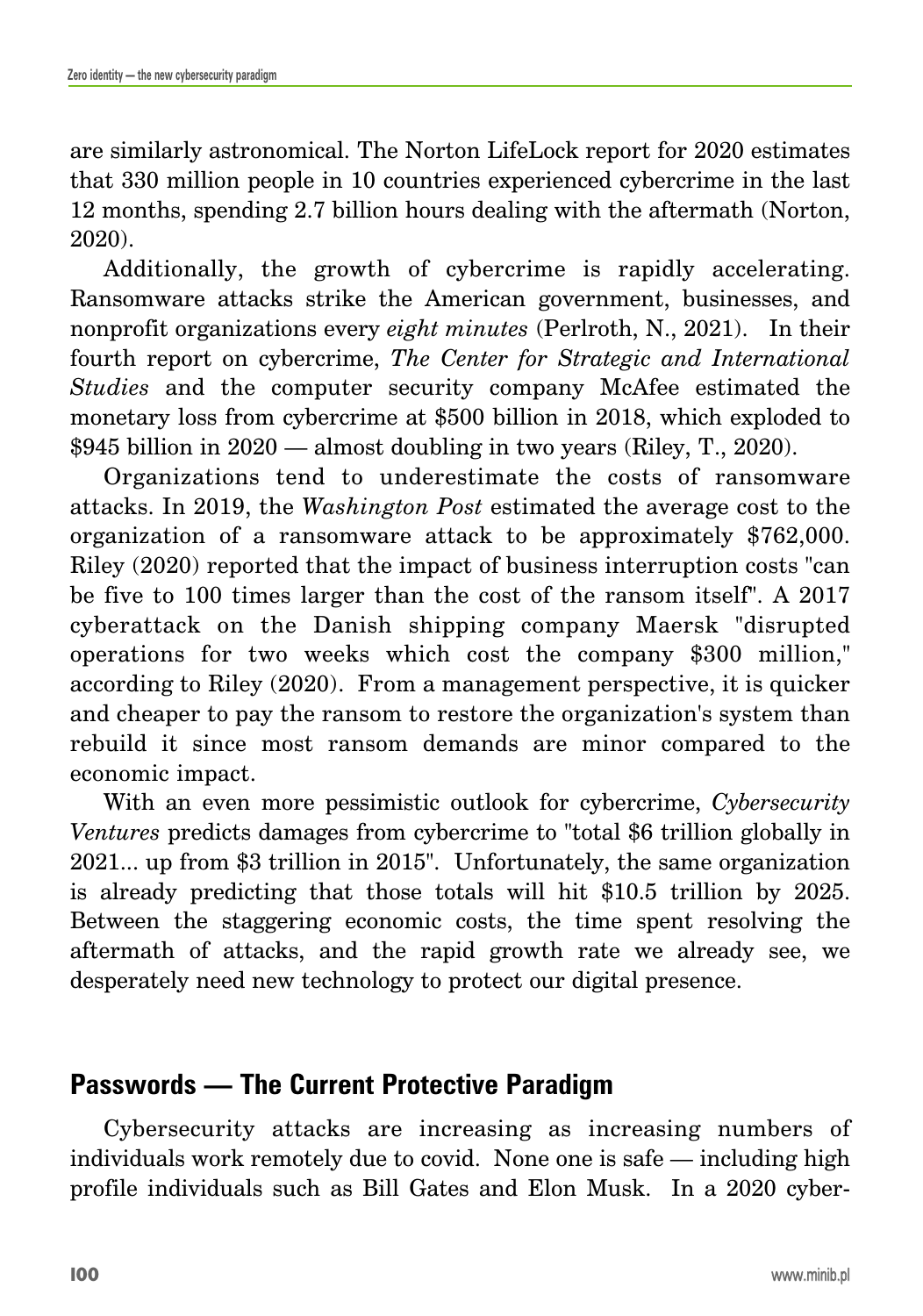are similarly astronomical. The Norton LifeLock report for 2020 estimates that 330 million people in 10 countries experienced cybercrime in the last 12 months, spending 2.7 billion hours dealing with the aftermath (Norton, 2020).

Additionally, the growth of cybercrime is rapidly accelerating. Ransomware attacks strike the American government, businesses, and nonprofit organizations every *eight minutes* (Perlroth, N., 2021). In their fourth report on cybercrime, *The Center for Strategic and International Studies* and the computer security company McAfee estimated the monetary loss from cybercrime at $500 billion in 2018, which exploded to $945 billion in 2020 — almost doubling in two years (Riley, T., 2020).

Organizations tend to underestimate the costs of ransomware attacks. In 2019, the *Washington Post* estimated the average cost to the organization of a ransomware attack to be approximately $762,000. Riley (2020) reported that the impact of business interruption costs "can be five to 100 times larger than the cost of the ransom itself". A 2017 cyberattack on the Danish shipping company Maersk "disrupted operations for two weeks which cost the company $300 million," according to Riley (2020). From a management perspective, it is quicker and cheaper to pay the ransom to restore the organization's system than rebuild it since most ransom demands are minor compared to the economic impact.

With an even more pessimistic outlook for cybercrime, *Cybersecurity Ventures* predicts damages from cybercrime to "total $6 trillion globally in 2021... up from $3 trillion in 2015". Unfortunately, the same organization is already predicting that those totals will hit $10.5 trillion by 2025. Between the staggering economic costs, the time spent resolving the aftermath of attacks, and the rapid growth rate we already see, we desperately need new technology to protect our digital presence.

## Passwords — The Current Protective Paradigm

Cybersecurity attacks are increasing as increasing numbers of individuals work remotely due to covid. None one is safe — including high profile individuals such as Bill Gates and Elon Musk. In a 2020 cyber-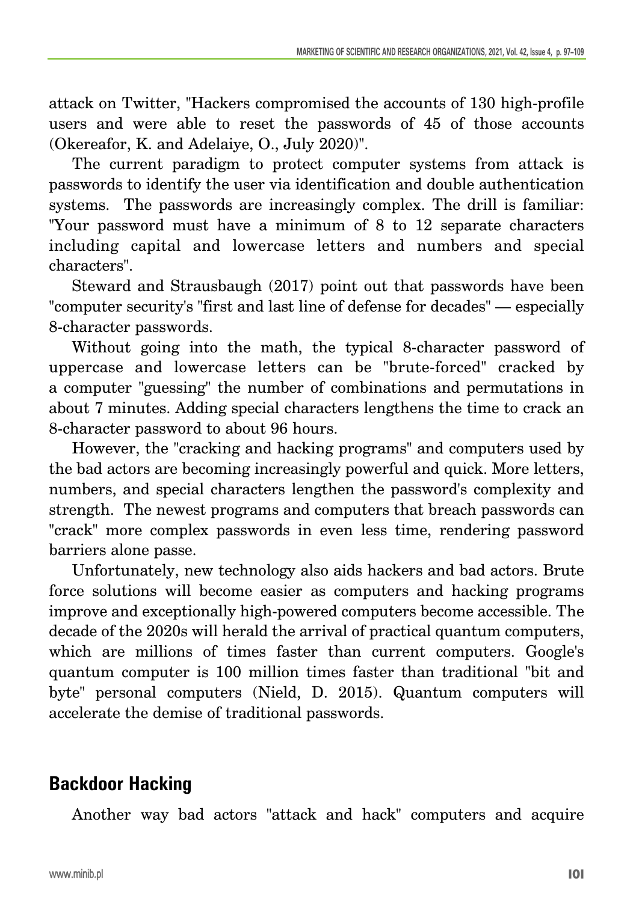attack on Twitter, "Hackers compromised the accounts of 130 high-profile users and were able to reset the passwords of 45 of those accounts (Okereafor, K. and Adelaiye, O., July 2020)".

The current paradigm to protect computer systems from attack is passwords to identify the user via identification and double authentication systems. The passwords are increasingly complex. The drill is familiar: "Your password must have a minimum of 8 to 12 separate characters including capital and lowercase letters and numbers and special characters".

Steward and Strausbaugh (2017) point out that passwords have been "computer security's "first and last line of defense for decades" — especially 8-character passwords.

Without going into the math, the typical 8-character password of uppercase and lowercase letters can be "brute-forced" cracked by a computer "guessing" the number of combinations and permutations in about 7 minutes. Adding special characters lengthens the time to crack an 8-character password to about 96 hours.

However, the "cracking and hacking programs" and computers used by the bad actors are becoming increasingly powerful and quick. More letters, numbers, and special characters lengthen the password's complexity and strength. The newest programs and computers that breach passwords can "crack" more complex passwords in even less time, rendering password barriers alone passe.

Unfortunately, new technology also aids hackers and bad actors. Brute force solutions will become easier as computers and hacking programs improve and exceptionally high-powered computers become accessible. The decade of the 2020s will herald the arrival of practical quantum computers, which are millions of times faster than current computers. Google's quantum computer is 100 million times faster than traditional "bit and byte" personal computers (Nield, D. 2015). Quantum computers will accelerate the demise of traditional passwords.

## Backdoor Hacking

Another way bad actors "attack and hack" computers and acquire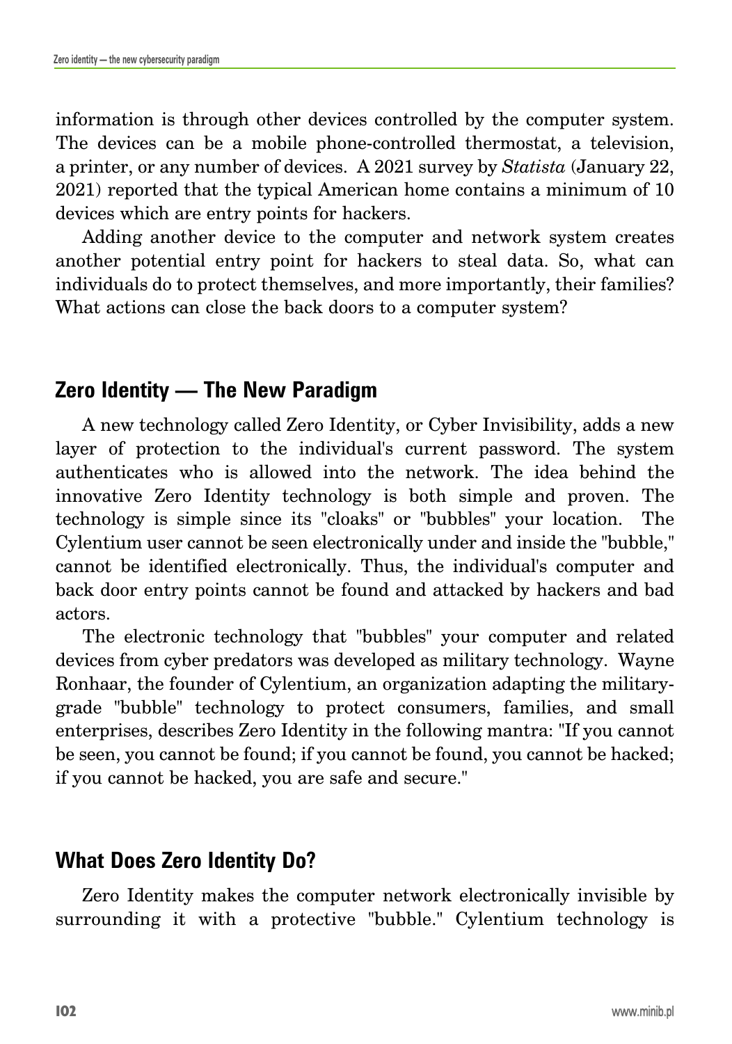information is through other devices controlled by the computer system. The devices can be a mobile phone-controlled thermostat, a television, a printer, or any number of devices. A 2021 survey by *Statista* (January 22, 2021) reported that the typical American home contains a minimum of 10 devices which are entry points for hackers.

Adding another device to the computer and network system creates another potential entry point for hackers to steal data. So, what can individuals do to protect themselves, and more importantly, their families? What actions can close the back doors to a computer system?

## Zero Identity — The New Paradigm

A new technology called Zero Identity, or Cyber Invisibility, adds a new layer of protection to the individual's current password. The system authenticates who is allowed into the network. The idea behind the innovative Zero Identity technology is both simple and proven. The technology is simple since its "cloaks" or "bubbles" your location. The Cylentium user cannot be seen electronically under and inside the "bubble," cannot be identified electronically. Thus, the individual's computer and back door entry points cannot be found and attacked by hackers and bad actors.

The electronic technology that "bubbles" your computer and related devices from cyber predators was developed as military technology. Wayne Ronhaar, the founder of Cylentium, an organization adapting the military-grade "bubble" technology to protect consumers, families, and small enterprises, describes Zero Identity in the following mantra: "If you cannot be seen, you cannot be found; if you cannot be found, you cannot be hacked; if you cannot be hacked, you are safe and secure."

## What Does Zero Identity Do?

Zero Identity makes the computer network electronically invisible by surrounding it with a protective "bubble." Cylentium technology is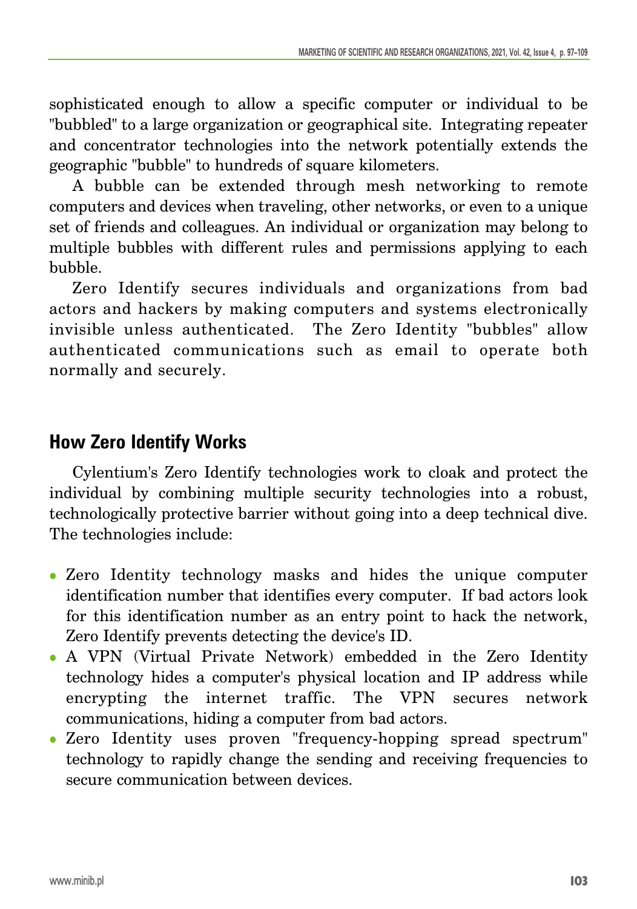sophisticated enough to allow a specific computer or individual to be "bubbled" to a large organization or geographical site. Integrating repeater and concentrator technologies into the network potentially extends the geographic "bubble" to hundreds of square kilometers.

A bubble can be extended through mesh networking to remote computers and devices when traveling, other networks, or even to a unique set of friends and colleagues. An individual or organization may belong to multiple bubbles with different rules and permissions applying to each bubble.

Zero Identify secures individuals and organizations from bad actors and hackers by making computers and systems electronically invisible unless authenticated. The Zero Identity "bubbles" allow authenticated communications such as email to operate both normally and securely.

## How Zero Identify Works

Cylentium's Zero Identify technologies work to cloak and protect the individual by combining multiple security technologies into a robust, technologically protective barrier without going into a deep technical dive. The technologies include:

- Zero Identity technology masks and hides the unique computer identification number that identifies every computer. If bad actors look for this identification number as an entry point to hack the network, Zero Identify prevents detecting the device's ID.
- A VPN (Virtual Private Network) embedded in the Zero Identity technology hides a computer's physical location and IP address while encrypting the internet traffic. The VPN secures network communications, hiding a computer from bad actors.
- Zero Identity uses proven "frequency-hopping spread spectrum" technology to rapidly change the sending and receiving frequencies to secure communication between devices.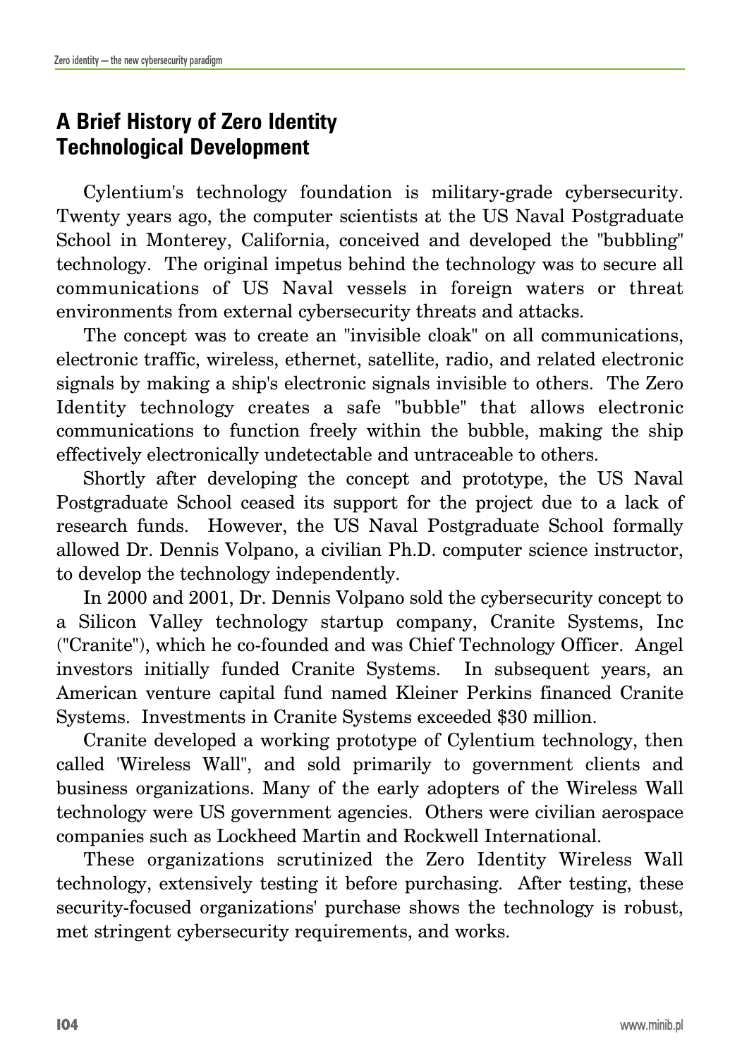## A Brief History of Zero Identity Technological Development

Cylentium's technology foundation is military-grade cybersecurity. Twenty years ago, the computer scientists at the US Naval Postgraduate School in Monterey, California, conceived and developed the "bubbling" technology. The original impetus behind the technology was to secure all communications of US Naval vessels in foreign waters or threat environments from external cybersecurity threats and attacks.

The concept was to create an "invisible cloak" on all communications, electronic traffic, wireless, ethernet, satellite, radio, and related electronic signals by making a ship's electronic signals invisible to others. The Zero Identity technology creates a safe "bubble" that allows electronic communications to function freely within the bubble, making the ship effectively electronically undetectable and untraceable to others.

Shortly after developing the concept and prototype, the US Naval Postgraduate School ceased its support for the project due to a lack of research funds. However, the US Naval Postgraduate School formally allowed Dr. Dennis Volpano, a civilian Ph.D. computer science instructor, to develop the technology independently.

In 2000 and 2001, Dr. Dennis Volpano sold the cybersecurity concept to a Silicon Valley technology startup company, Cranite Systems, Inc ("Cranite"), which he co-founded and was Chief Technology Officer. Angel investors initially funded Cranite Systems. In subsequent years, an American venture capital fund named Kleiner Perkins financed Cranite Systems. Investments in Cranite Systems exceeded $30 million.

Cranite developed a working prototype of Cylentium technology, then called 'Wireless Wall", and sold primarily to government clients and business organizations. Many of the early adopters of the Wireless Wall technology were US government agencies. Others were civilian aerospace companies such as Lockheed Martin and Rockwell International.

These organizations scrutinized the Zero Identity Wireless Wall technology, extensively testing it before purchasing. After testing, these security-focused organizations' purchase shows the technology is robust, met stringent cybersecurity requirements, and works.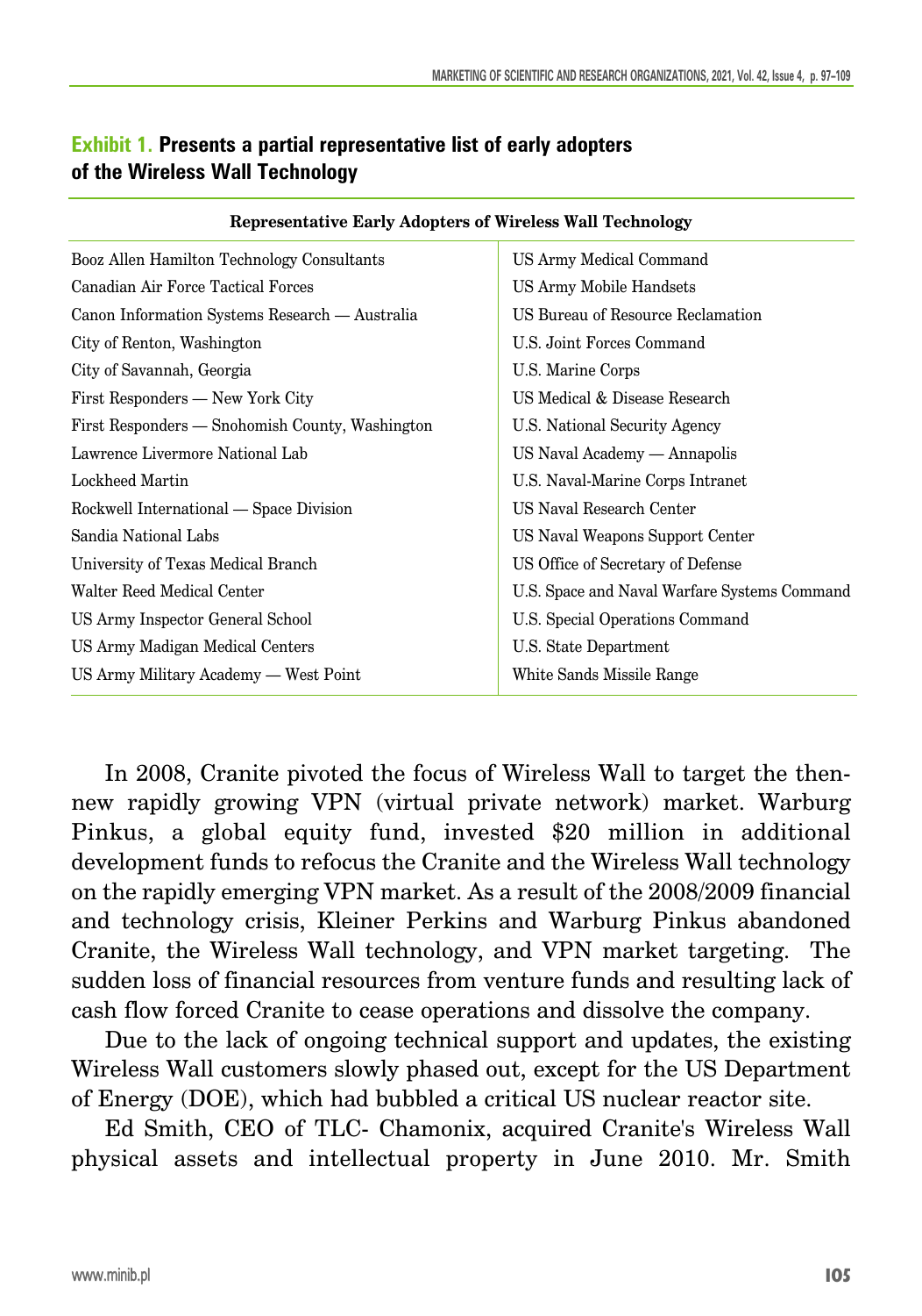**Exhibit 1. Presents a partial representative list of early adopters of the Wireless Wall Technology**

| Representative Early Adopters of Wireless Wall Technology | |
|---|---|
| Booz Allen Hamilton Technology Consultants | US Army Medical Command |
| Canadian Air Force Tactical Forces | US Army Mobile Handsets |
| Canon Information Systems Research — Australia | US Bureau of Resource Reclamation |
| City of Renton, Washington | U.S. Joint Forces Command |
| City of Savannah, Georgia | U.S. Marine Corps |
| First Responders — New York City | US Medical & Disease Research |
| First Responders — Snohomish County, Washington | U.S. National Security Agency |
| Lawrence Livermore National Lab | US Naval Academy — Annapolis |
| Lockheed Martin | U.S. Naval-Marine Corps Intranet |
| Rockwell International — Space Division | US Naval Research Center |
| Sandia National Labs | US Naval Weapons Support Center |
| University of Texas Medical Branch | US Office of Secretary of Defense |
| Walter Reed Medical Center | U.S. Space and Naval Warfare Systems Command |
| US Army Inspector General School | U.S. Special Operations Command |
| US Army Madigan Medical Centers | U.S. State Department |
| US Army Military Academy — West Point | White Sands Missile Range |

In 2008, Cranite pivoted the focus of Wireless Wall to target the then-new rapidly growing VPN (virtual private network) market. Warburg Pinkus, a global equity fund, invested $20 million in additional development funds to refocus the Cranite and the Wireless Wall technology on the rapidly emerging VPN market. As a result of the 2008/2009 financial and technology crisis, Kleiner Perkins and Warburg Pinkus abandoned Cranite, the Wireless Wall technology, and VPN market targeting. The sudden loss of financial resources from venture funds and resulting lack of cash flow forced Cranite to cease operations and dissolve the company.

Due to the lack of ongoing technical support and updates, the existing Wireless Wall customers slowly phased out, except for the US Department of Energy (DOE), which had bubbled a critical US nuclear reactor site.

Ed Smith, CEO of TLC- Chamonix, acquired Cranite's Wireless Wall physical assets and intellectual property in June 2010. Mr. Smith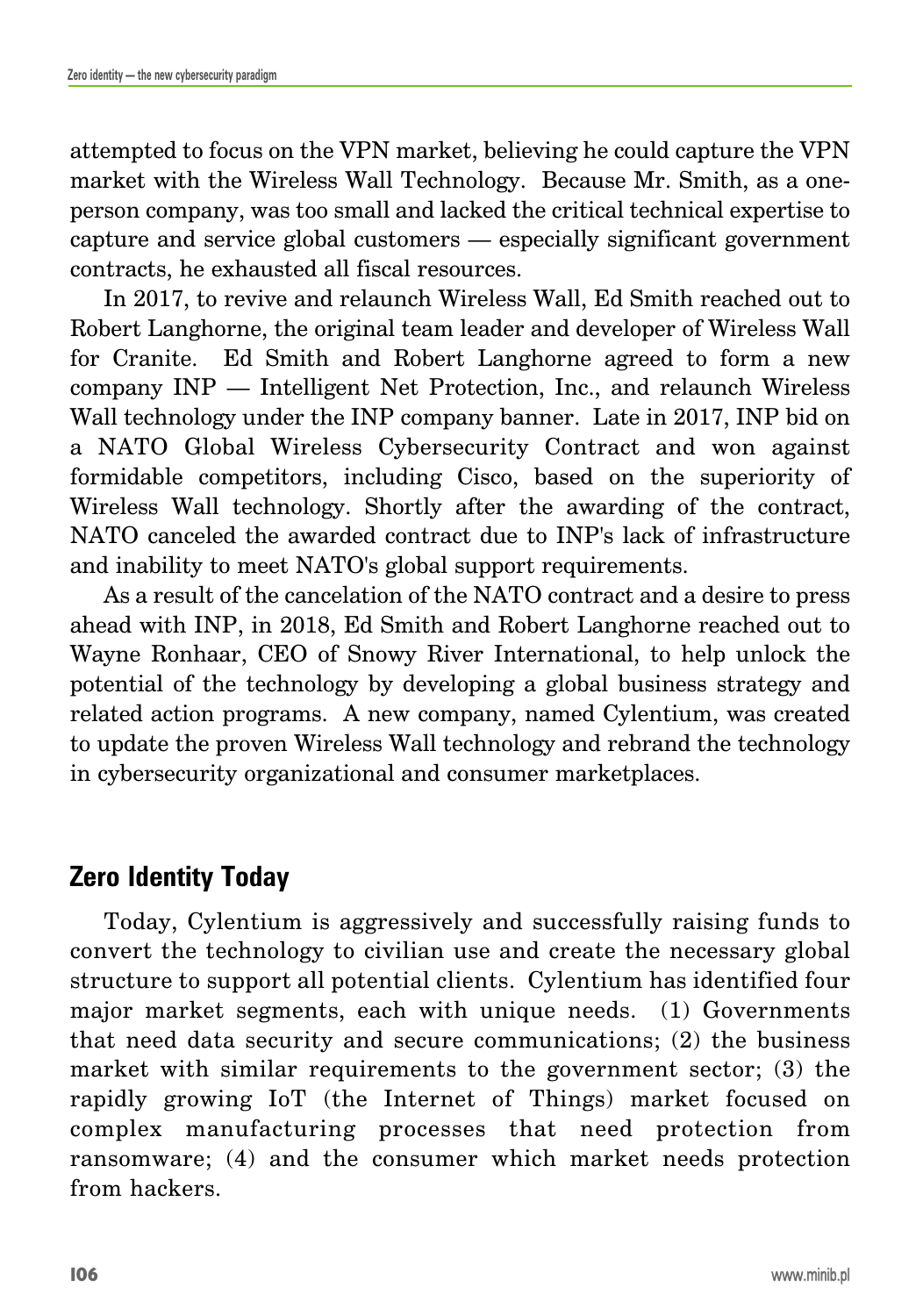attempted to focus on the VPN market, believing he could capture the VPN market with the Wireless Wall Technology. Because Mr. Smith, as a one-person company, was too small and lacked the critical technical expertise to capture and service global customers — especially significant government contracts, he exhausted all fiscal resources.

In 2017, to revive and relaunch Wireless Wall, Ed Smith reached out to Robert Langhorne, the original team leader and developer of Wireless Wall for Cranite. Ed Smith and Robert Langhorne agreed to form a new company INP — Intelligent Net Protection, Inc., and relaunch Wireless Wall technology under the INP company banner. Late in 2017, INP bid on a NATO Global Wireless Cybersecurity Contract and won against formidable competitors, including Cisco, based on the superiority of Wireless Wall technology. Shortly after the awarding of the contract, NATO canceled the awarded contract due to INP's lack of infrastructure and inability to meet NATO's global support requirements.

As a result of the cancelation of the NATO contract and a desire to press ahead with INP, in 2018, Ed Smith and Robert Langhorne reached out to Wayne Ronhaar, CEO of Snowy River International, to help unlock the potential of the technology by developing a global business strategy and related action programs. A new company, named Cylentium, was created to update the proven Wireless Wall technology and rebrand the technology in cybersecurity organizational and consumer marketplaces.

## Zero Identity Today

Today, Cylentium is aggressively and successfully raising funds to convert the technology to civilian use and create the necessary global structure to support all potential clients. Cylentium has identified four major market segments, each with unique needs. (1) Governments that need data security and secure communications; (2) the business market with similar requirements to the government sector; (3) the rapidly growing IoT (the Internet of Things) market focused on complex manufacturing processes that need protection from ransomware; (4) and the consumer which market needs protection from hackers.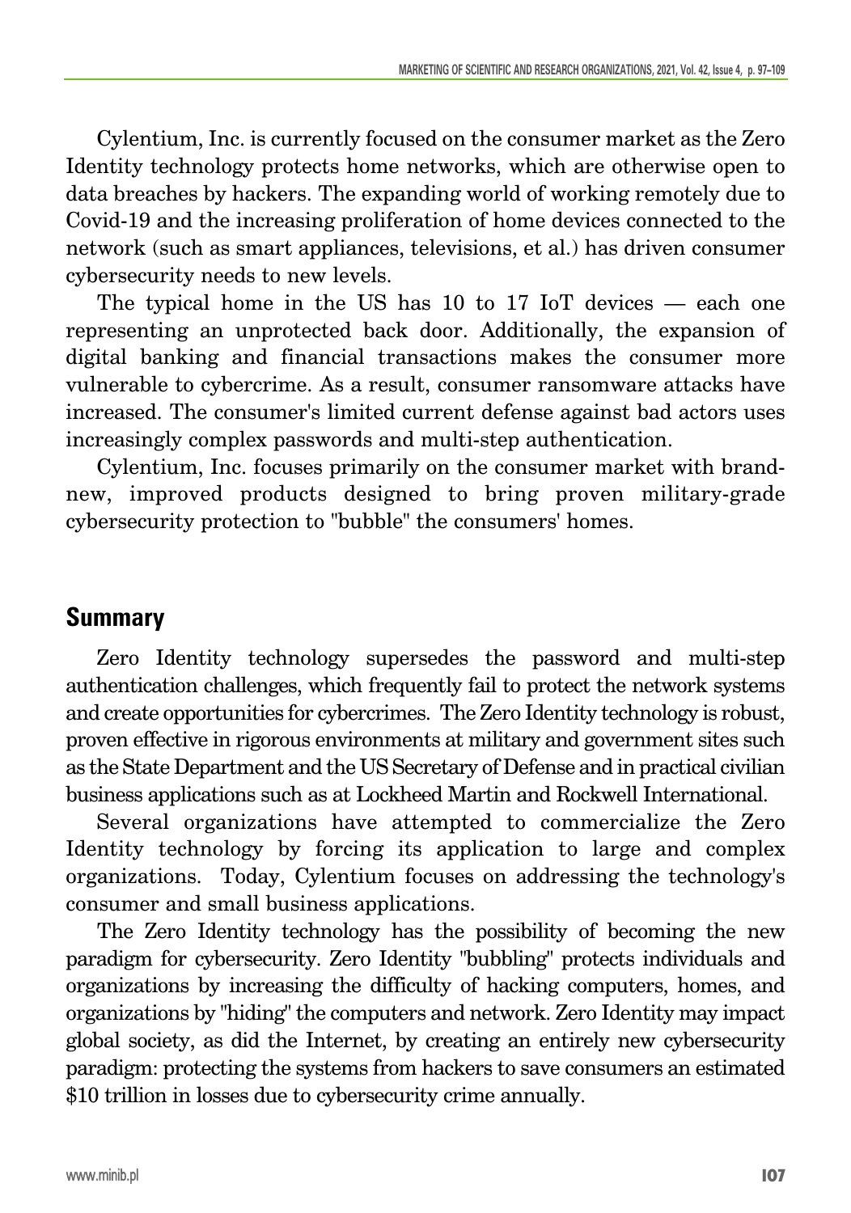Cylentium, Inc. is currently focused on the consumer market as the Zero Identity technology protects home networks, which are otherwise open to data breaches by hackers. The expanding world of working remotely due to Covid-19 and the increasing proliferation of home devices connected to the network (such as smart appliances, televisions, et al.) has driven consumer cybersecurity needs to new levels.

The typical home in the US has 10 to 17 IoT devices — each one representing an unprotected back door. Additionally, the expansion of digital banking and financial transactions makes the consumer more vulnerable to cybercrime. As a result, consumer ransomware attacks have increased. The consumer's limited current defense against bad actors uses increasingly complex passwords and multi-step authentication.

Cylentium, Inc. focuses primarily on the consumer market with brand-new, improved products designed to bring proven military-grade cybersecurity protection to "bubble" the consumers' homes.

## Summary

Zero Identity technology supersedes the password and multi-step authentication challenges, which frequently fail to protect the network systems and create opportunities for cybercrimes. The Zero Identity technology is robust, proven effective in rigorous environments at military and government sites such as the State Department and the US Secretary of Defense and in practical civilian business applications such as at Lockheed Martin and Rockwell International.

Several organizations have attempted to commercialize the Zero Identity technology by forcing its application to large and complex organizations. Today, Cylentium focuses on addressing the technology's consumer and small business applications.

The Zero Identity technology has the possibility of becoming the new paradigm for cybersecurity. Zero Identity "bubbling" protects individuals and organizations by increasing the difficulty of hacking computers, homes, and organizations by "hiding" the computers and network. Zero Identity may impact global society, as did the Internet, by creating an entirely new cybersecurity paradigm: protecting the systems from hackers to save consumers an estimated $10 trillion in losses due to cybersecurity crime annually.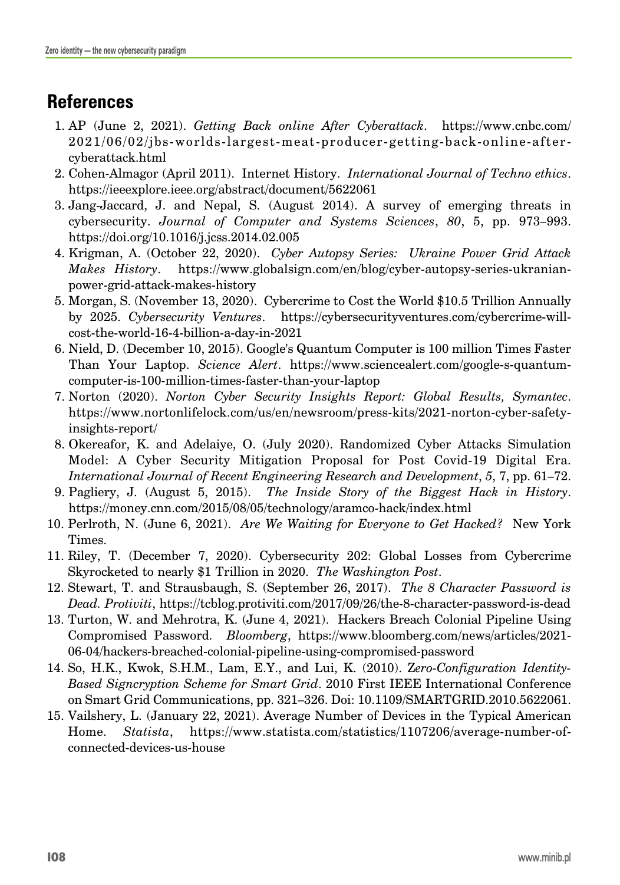## References

1. AP (June 2, 2021). *Getting Back online After Cyberattack*. https://www.cnbc.com/2021/06/02/jbs-worlds-largest-meat-producer-getting-back-online-after-cyberattack.html
2. Cohen-Almagor (April 2011). Internet History. *International Journal of Techno ethics*. https://ieeexplore.ieee.org/abstract/document/5622061
3. Jang-Jaccard, J. and Nepal, S. (August 2014). A survey of emerging threats in cybersecurity. *Journal of Computer and Systems Sciences*, *80*, 5, pp. 973–993. https://doi.org/10.1016/j.jcss.2014.02.005
4. Krigman, A. (October 22, 2020). *Cyber Autopsy Series: Ukraine Power Grid Attack Makes History*. https://www.globalsign.com/en/blog/cyber-autopsy-series-ukranian-power-grid-attack-makes-history
5. Morgan, S. (November 13, 2020). Cybercrime to Cost the World $10.5 Trillion Annually by 2025. *Cybersecurity Ventures*. https://cybersecurityventures.com/cybercrime-will-cost-the-world-16-4-billion-a-day-in-2021
6. Nield, D. (December 10, 2015). Google's Quantum Computer is 100 million Times Faster Than Your Laptop. *Science Alert*. https://www.sciencealert.com/google-s-quantum-computer-is-100-million-times-faster-than-your-laptop
7. Norton (2020). *Norton Cyber Security Insights Report: Global Results, Symantec*. https://www.nortonlifelock.com/us/en/newsroom/press-kits/2021-norton-cyber-safety-insights-report/
8. Okereafor, K. and Adelaiye, O. (July 2020). Randomized Cyber Attacks Simulation Model: A Cyber Security Mitigation Proposal for Post Covid-19 Digital Era. *International Journal of Recent Engineering Research and Development*, *5*, 7, pp. 61–72.
9. Pagliery, J. (August 5, 2015). *The Inside Story of the Biggest Hack in History*. https://money.cnn.com/2015/08/05/technology/aramco-hack/index.html
10. Perlroth, N. (June 6, 2021). *Are We Waiting for Everyone to Get Hacked?* New York Times.
11. Riley, T. (December 7, 2020). Cybersecurity 202: Global Losses from Cybercrime Skyrocketed to nearly $1 Trillion in 2020. *The Washington Post*.
12. Stewart, T. and Strausbaugh, S. (September 26, 2017). *The 8 Character Password is Dead. Protiviti*, https://tcblog.protiviti.com/2017/09/26/the-8-character-password-is-dead
13. Turton, W. and Mehrotra, K. (June 4, 2021). Hackers Breach Colonial Pipeline Using Compromised Password. *Bloomberg*, https://www.bloomberg.com/news/articles/2021-06-04/hackers-breached-colonial-pipeline-using-compromised-password
14. So, H.K., Kwok, S.H.M., Lam, E.Y., and Lui, K. (2010). *Zero-Configuration Identity-Based Signcryption Scheme for Smart Grid*. 2010 First IEEE International Conference on Smart Grid Communications, pp. 321–326. Doi: 10.1109/SMARTGRID.2010.5622061.
15. Vailshery, L. (January 22, 2021). Average Number of Devices in the Typical American Home. *Statista*, https://www.statista.com/statistics/1107206/average-number-of-connected-devices-us-house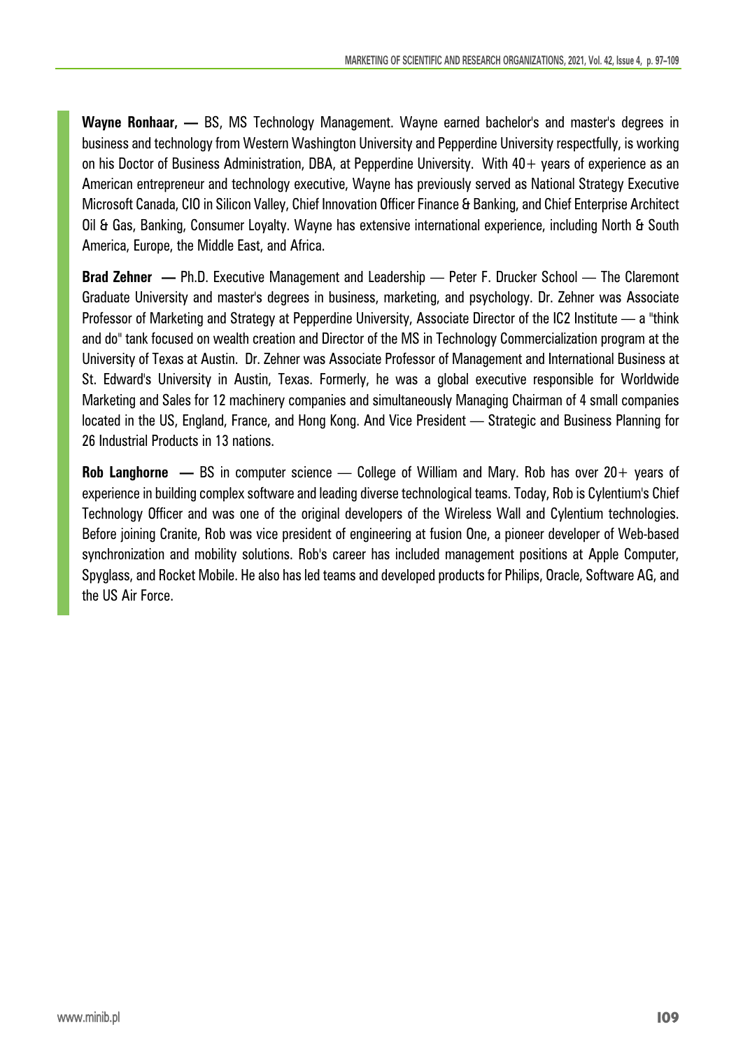**Wayne Ronhaar, —** BS, MS Technology Management. Wayne earned bachelor's and master's degrees in business and technology from Western Washington University and Pepperdine University respectfully, is working on his Doctor of Business Administration, DBA, at Pepperdine University. With 40+ years of experience as an American entrepreneur and technology executive, Wayne has previously served as National Strategy Executive Microsoft Canada, CIO in Silicon Valley, Chief Innovation Officer Finance & Banking, and Chief Enterprise Architect Oil & Gas, Banking, Consumer Loyalty. Wayne has extensive international experience, including North & South America, Europe, the Middle East, and Africa.

**Brad Zehner —** Ph.D. Executive Management and Leadership — Peter F. Drucker School — The Claremont Graduate University and master's degrees in business, marketing, and psychology. Dr. Zehner was Associate Professor of Marketing and Strategy at Pepperdine University, Associate Director of the IC2 Institute — a "think and do" tank focused on wealth creation and Director of the MS in Technology Commercialization program at the University of Texas at Austin. Dr. Zehner was Associate Professor of Management and International Business at St. Edward's University in Austin, Texas. Formerly, he was a global executive responsible for Worldwide Marketing and Sales for 12 machinery companies and simultaneously Managing Chairman of 4 small companies located in the US, England, France, and Hong Kong. And Vice President — Strategic and Business Planning for 26 Industrial Products in 13 nations.

**Rob Langhorne —** BS in computer science — College of William and Mary. Rob has over 20+ years of experience in building complex software and leading diverse technological teams. Today, Rob is Cylentium's Chief Technology Officer and was one of the original developers of the Wireless Wall and Cylentium technologies. Before joining Cranite, Rob was vice president of engineering at fusion One, a pioneer developer of Web-based synchronization and mobility solutions. Rob's career has included management positions at Apple Computer, Spyglass, and Rocket Mobile. He also has led teams and developed products for Philips, Oracle, Software AG, and the US Air Force.